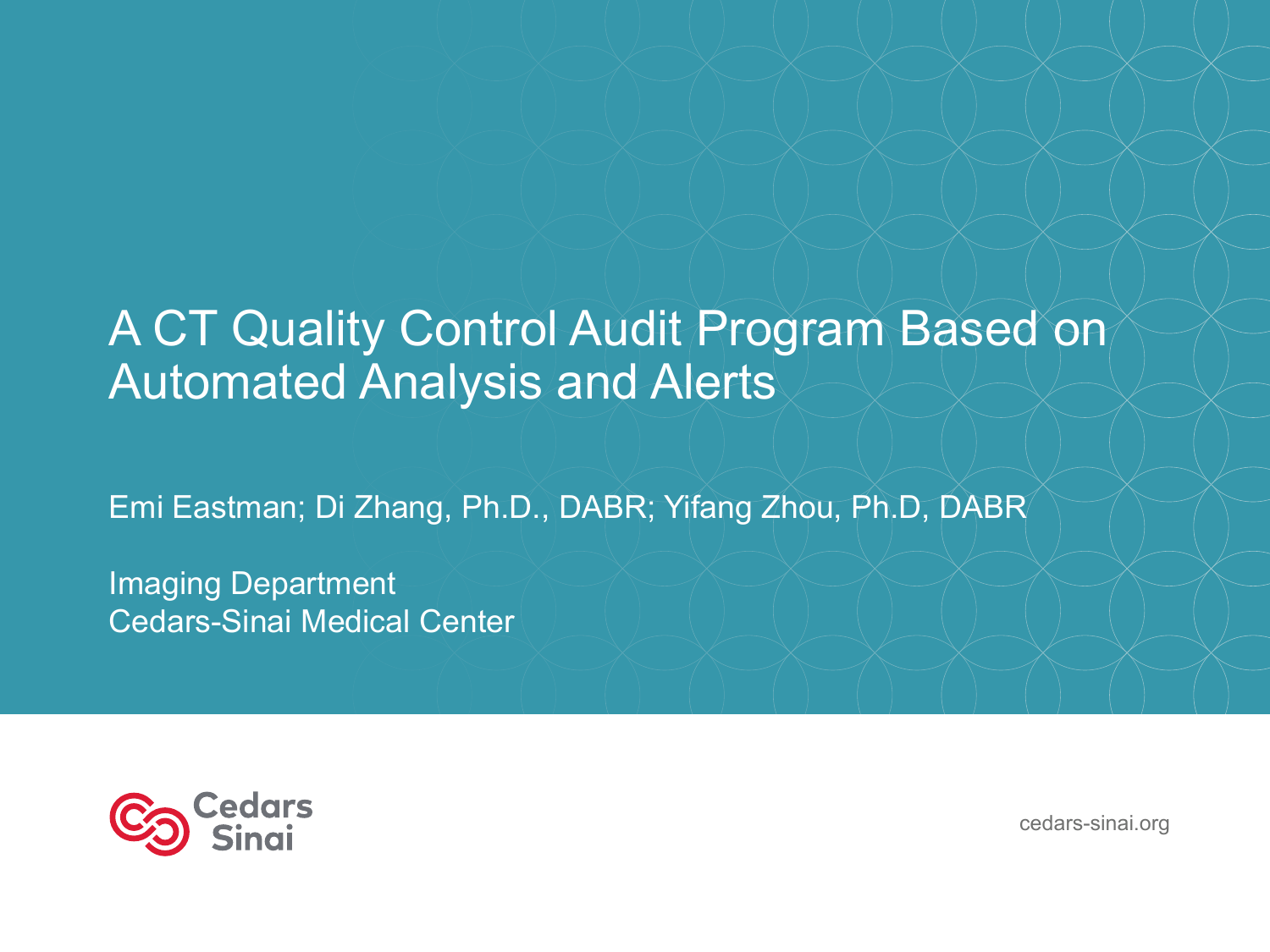# A CT Quality Control Audit Program Based on Automated Analysis and Alerts

Emi Eastman; Di Zhang, Ph.D., DABR; Yifang Zhou, Ph.D, DABR

Imaging Department
Cedars-Sinai Medical Center

Cedars Sinai

cedars-sinai.org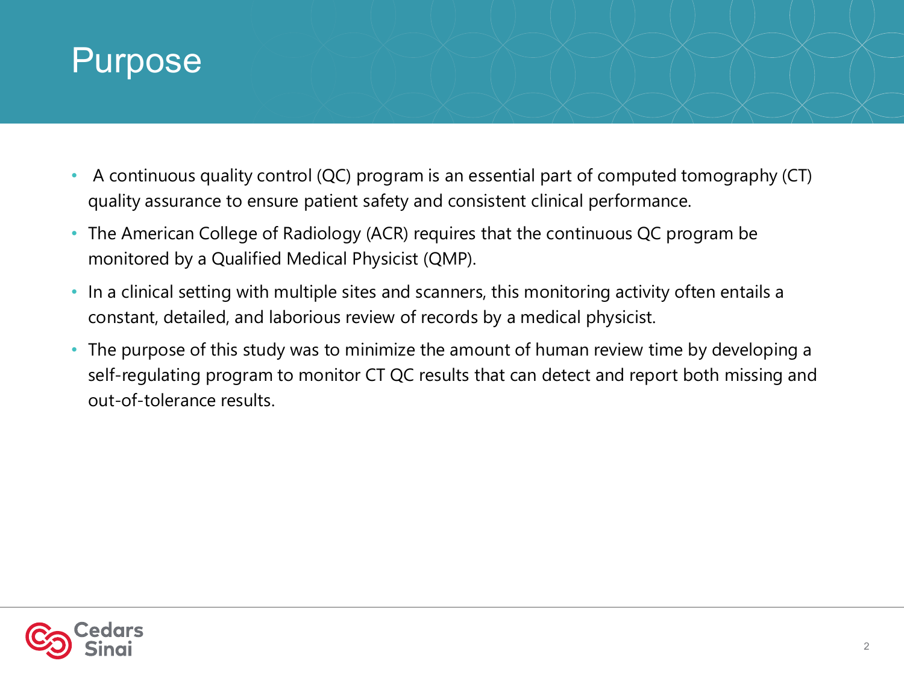# Purpose

- A continuous quality control (QC) program is an essential part of computed tomography (CT) quality assurance to ensure patient safety and consistent clinical performance.
- The American College of Radiology (ACR) requires that the continuous QC program be monitored by a Qualified Medical Physicist (QMP).
- In a clinical setting with multiple sites and scanners, this monitoring activity often entails a constant, detailed, and laborious review of records by a medical physicist.
- The purpose of this study was to minimize the amount of human review time by developing a self-regulating program to monitor CT QC results that can detect and report both missing and out-of-tolerance results.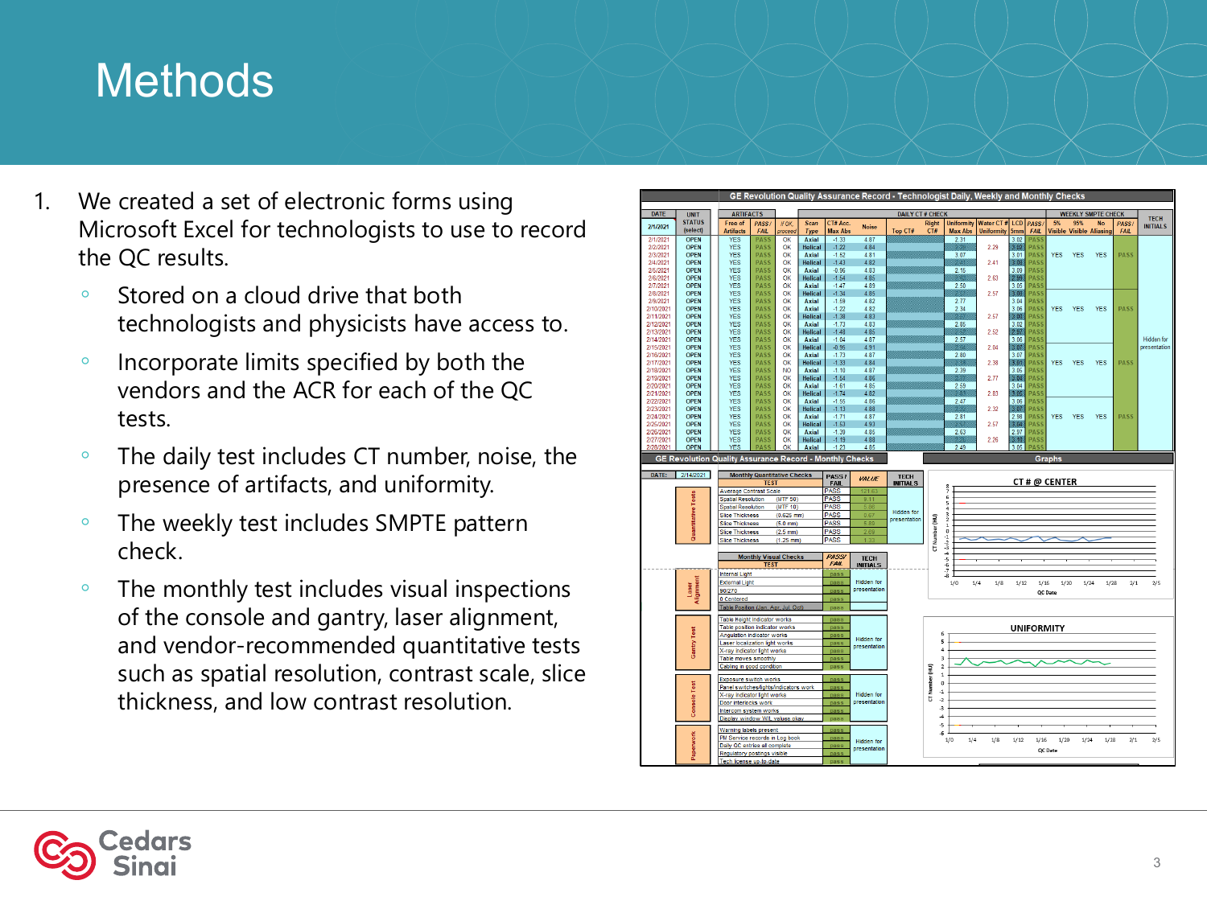# Methods

1. We created a set of electronic forms using Microsoft Excel for technologists to use to record the QC results.
   - Stored on a cloud drive that both technologists and physicists have access to.
   - Incorporate limits specified by both the vendors and the ACR for each of the QC tests.
   - The daily test includes CT number, noise, the presence of artifacts, and uniformity.
   - The weekly test includes SMPTE pattern check.
   - The monthly test includes visual inspections of the console and gantry, laser alignment, and vendor-recommended quantitative tests such as spatial resolution, contrast scale, slice thickness, and low contrast resolution.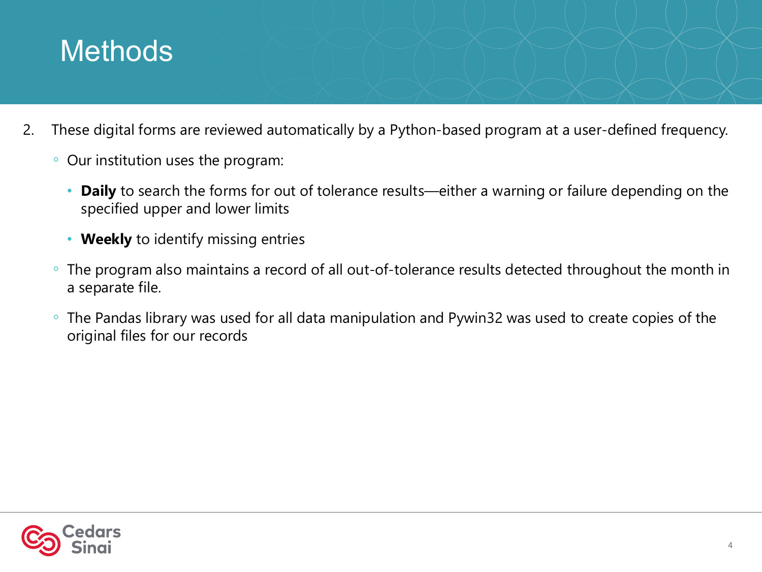# Methods

2. These digital forms are reviewed automatically by a Python-based program at a user-defined frequency.
   - Our institution uses the program:
     - **Daily** to search the forms for out of tolerance results—either a warning or failure depending on the specified upper and lower limits
     - **Weekly** to identify missing entries
   - The program also maintains a record of all out-of-tolerance results detected throughout the month in a separate file.
   - The Pandas library was used for all data manipulation and Pywin32 was used to create copies of the original files for our records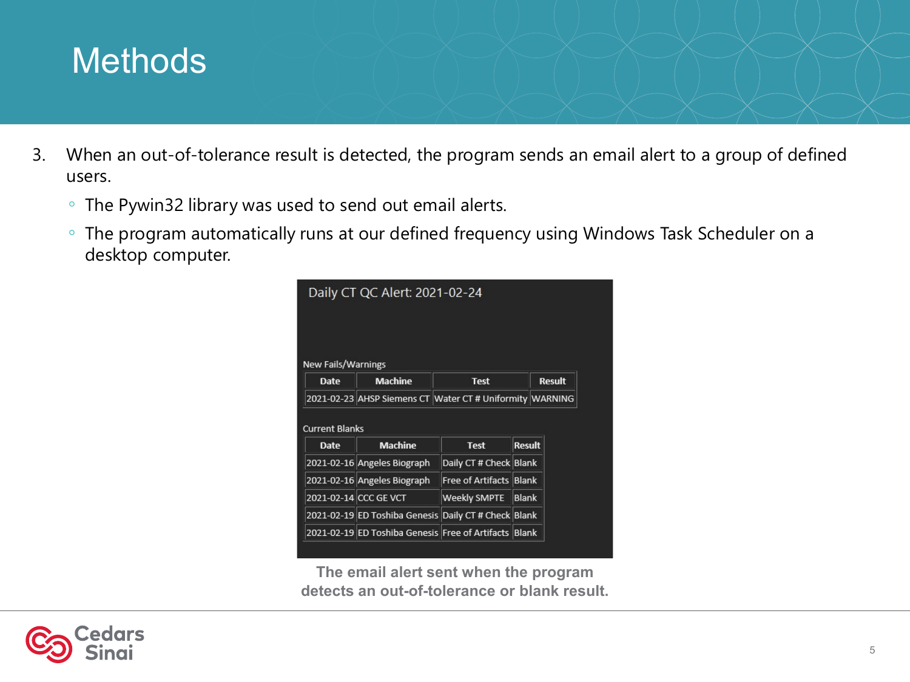# Methods

3. When an out-of-tolerance result is detected, the program sends an email alert to a group of defined users.
   - The Pywin32 library was used to send out email alerts.
   - The program automatically runs at our defined frequency using Windows Task Scheduler on a desktop computer.

Daily CT QC Alert: 2021-02-24

New Fails/Warnings

| Date | Machine | Test | Result |
|---|---|---|---|
| 2021-02-23 | AHSP Siemens CT | Water CT # Uniformity | WARNING |

Current Blanks

| Date | Machine | Test | Result |
|---|---|---|---|
| 2021-02-16 | Angeles Biograph | Daily CT # Check | Blank |
| 2021-02-16 | Angeles Biograph | Free of Artifacts | Blank |
| 2021-02-14 | CCC GE VCT | Weekly SMPTE | Blank |
| 2021-02-19 | ED Toshiba Genesis | Daily CT # Check | Blank |
| 2021-02-19 | ED Toshiba Genesis | Free of Artifacts | Blank |

**The email alert sent when the program detects an out-of-tolerance or blank result.**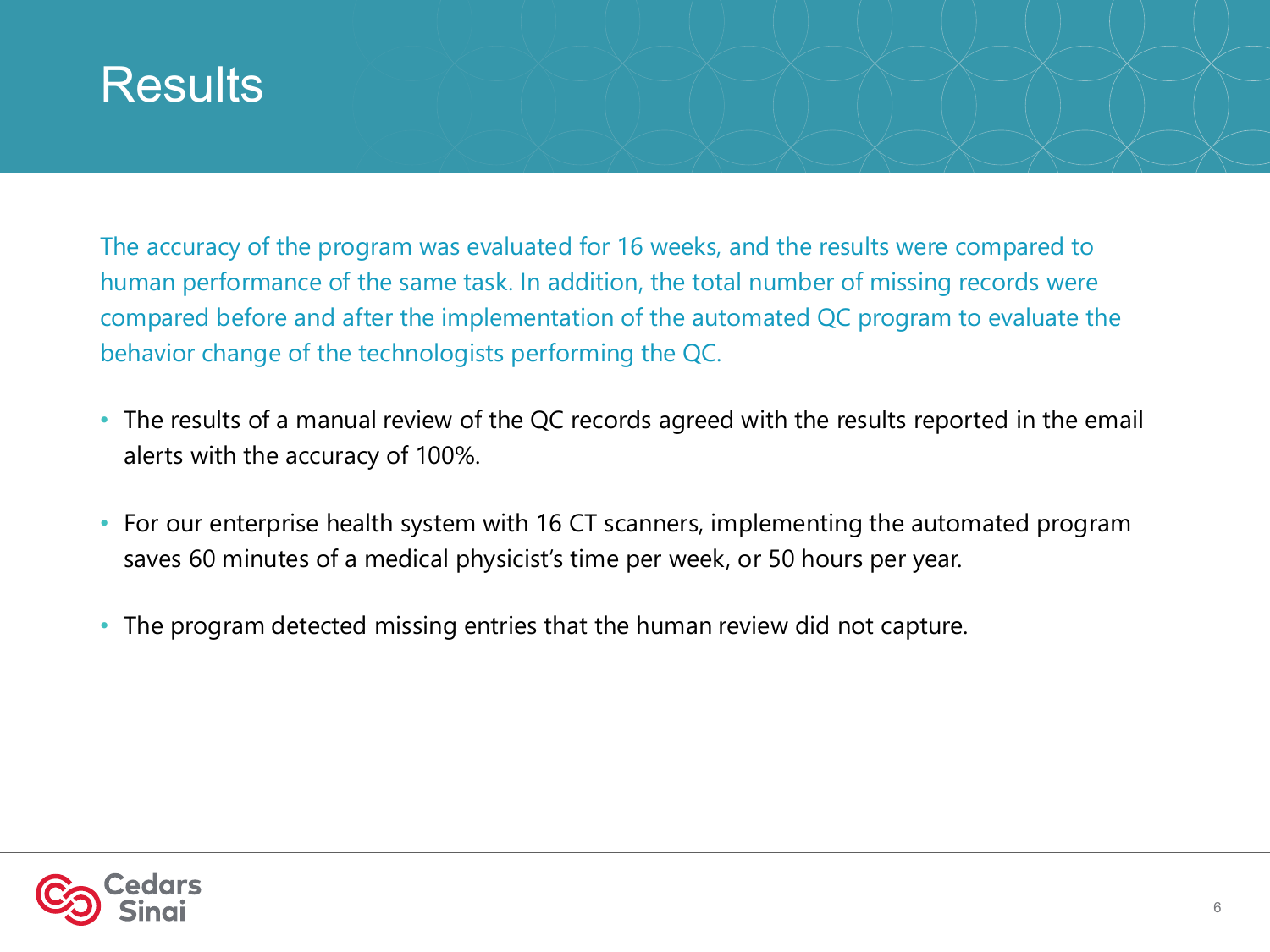# Results

The accuracy of the program was evaluated for 16 weeks, and the results were compared to human performance of the same task. In addition, the total number of missing records were compared before and after the implementation of the automated QC program to evaluate the behavior change of the technologists performing the QC.

- The results of a manual review of the QC records agreed with the results reported in the email alerts with the accuracy of 100%.
- For our enterprise health system with 16 CT scanners, implementing the automated program saves 60 minutes of a medical physicist's time per week, or 50 hours per year.
- The program detected missing entries that the human review did not capture.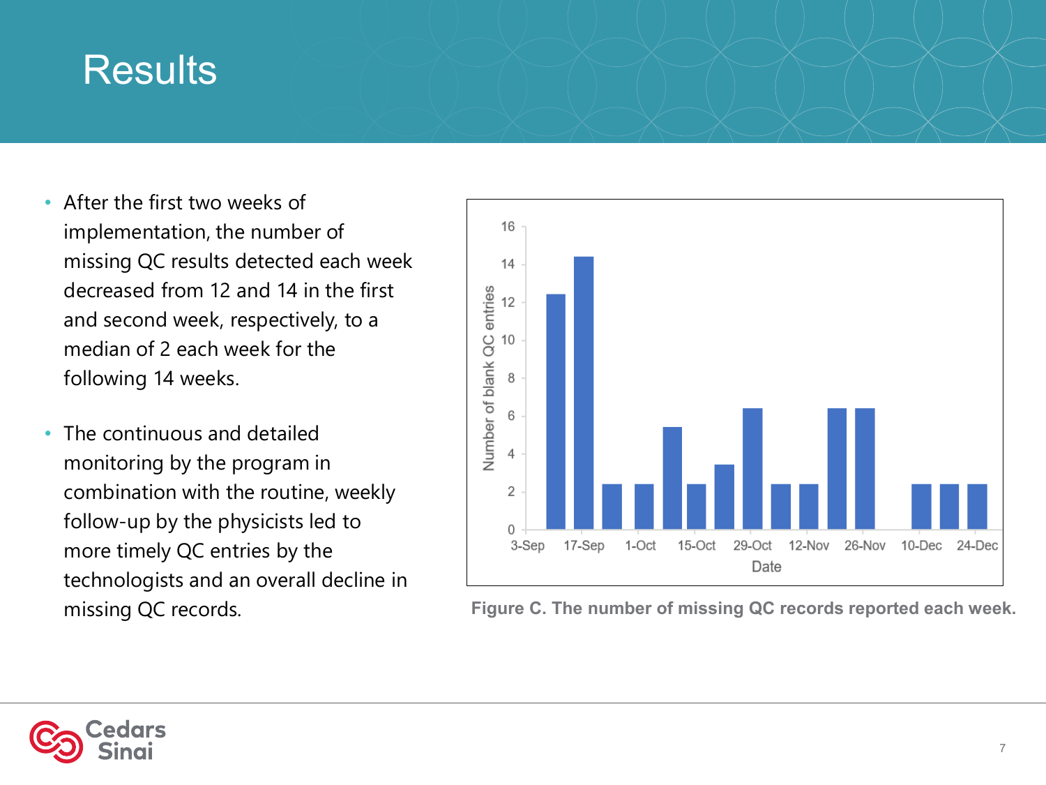# Results

- After the first two weeks of implementation, the number of missing QC results detected each week decreased from 12 and 14 in the first and second week, respectively, to a median of 2 each week for the following 14 weeks.

- The continuous and detailed monitoring by the program in combination with the routine, weekly follow-up by the physicists led to more timely QC entries by the technologists and an overall decline in missing QC records.

**Figure C. The number of missing QC records reported each week.**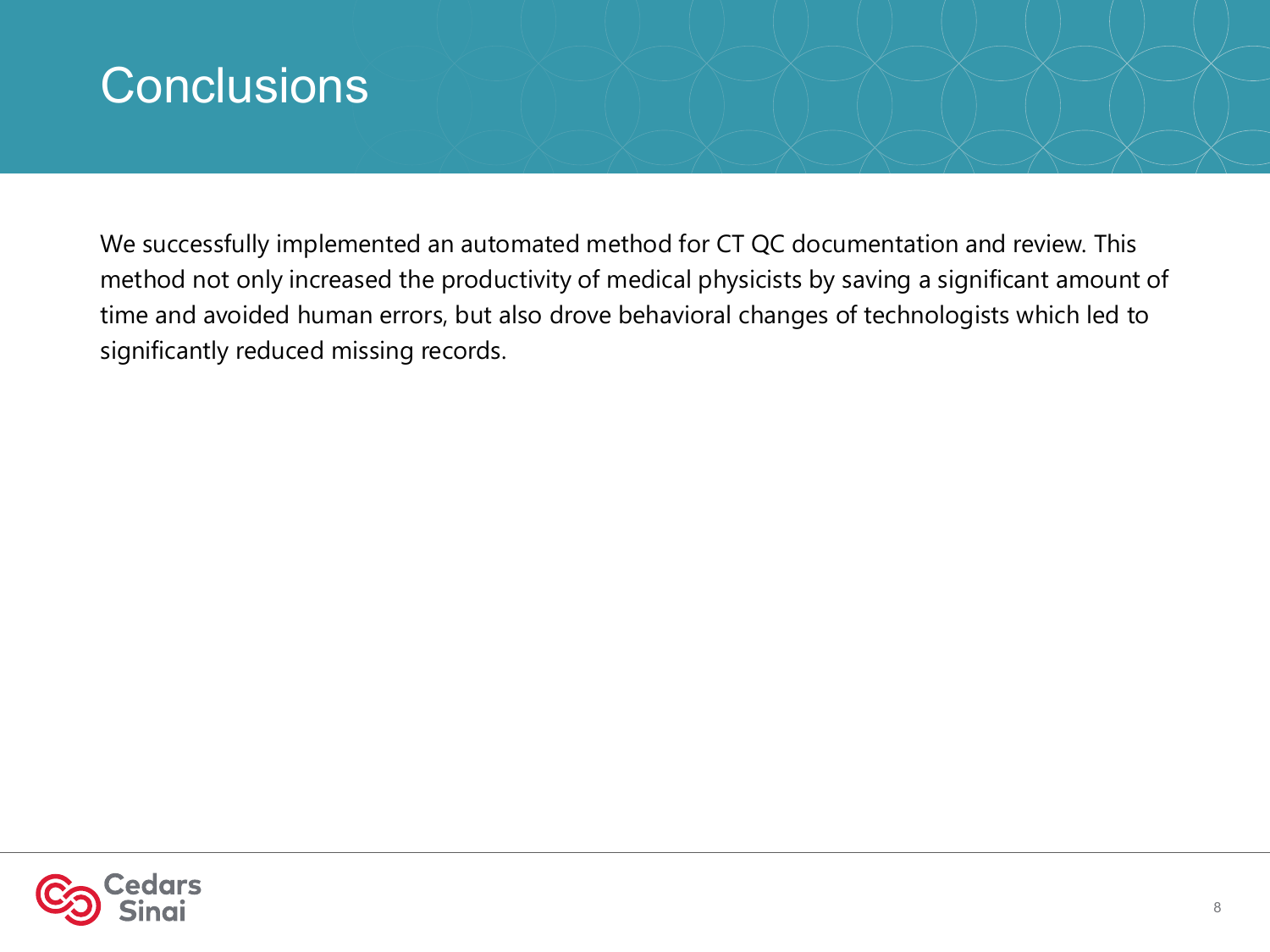# Conclusions

We successfully implemented an automated method for CT QC documentation and review. This method not only increased the productivity of medical physicists by saving a significant amount of time and avoided human errors, but also drove behavioral changes of technologists which led to significantly reduced missing records.